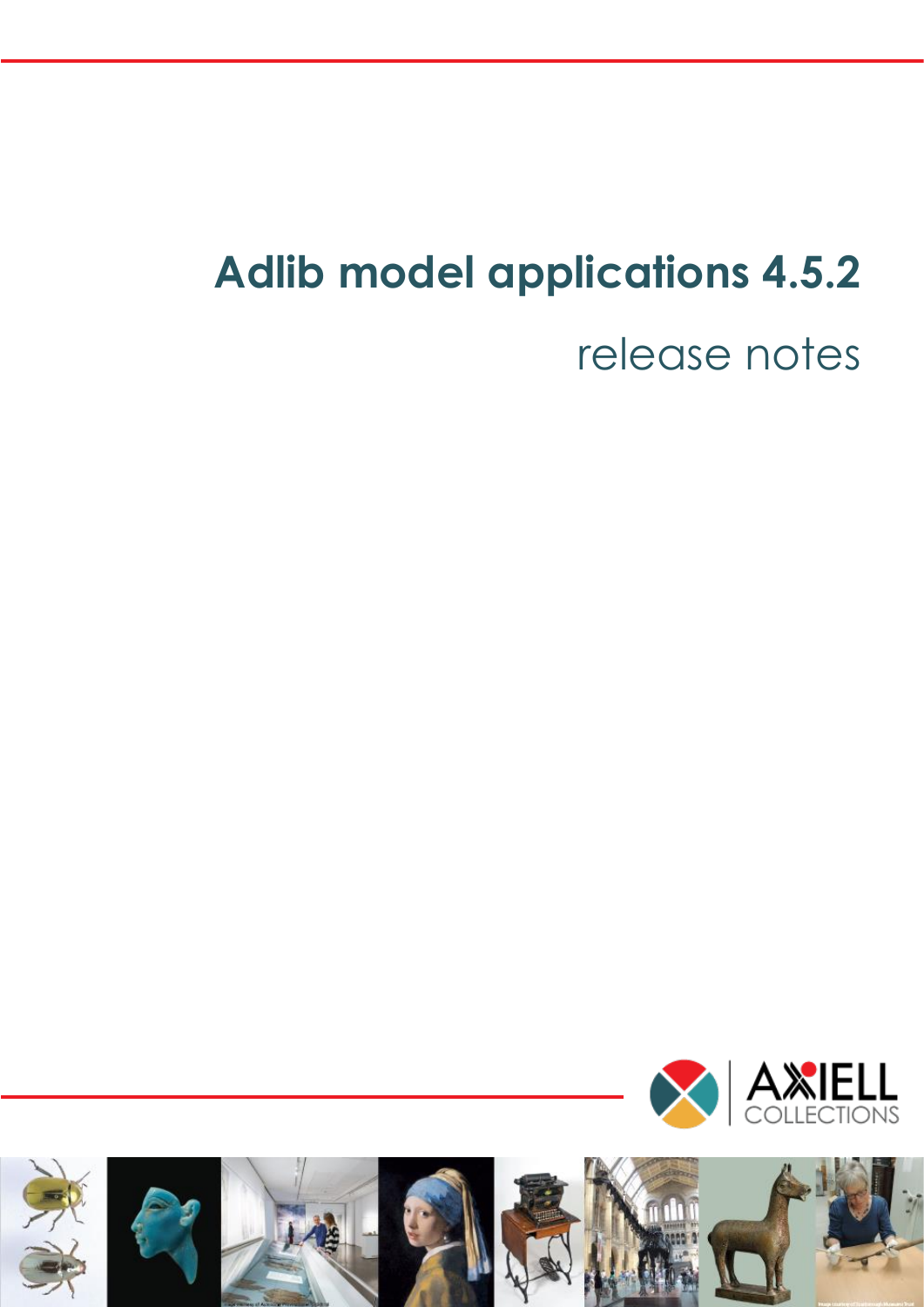# Adlib model applications 4.5.2

release notes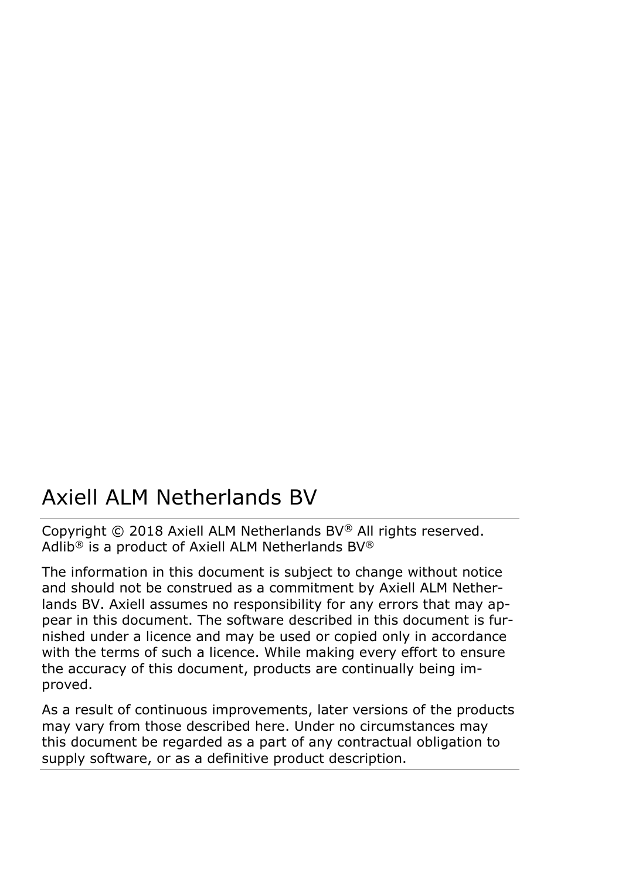# Axiell ALM Netherlands BV

Copyright © 2018 Axiell ALM Netherlands BV® All rights reserved. Adlib® is a product of Axiell ALM Netherlands BV®

The information in this document is subject to change without notice and should not be construed as a commitment by Axiell ALM Netherlands BV. Axiell assumes no responsibility for any errors that may appear in this document. The software described in this document is furnished under a licence and may be used or copied only in accordance with the terms of such a licence. While making every effort to ensure the accuracy of this document, products are continually being improved.

As a result of continuous improvements, later versions of the products may vary from those described here. Under no circumstances may this document be regarded as a part of any contractual obligation to supply software, or as a definitive product description.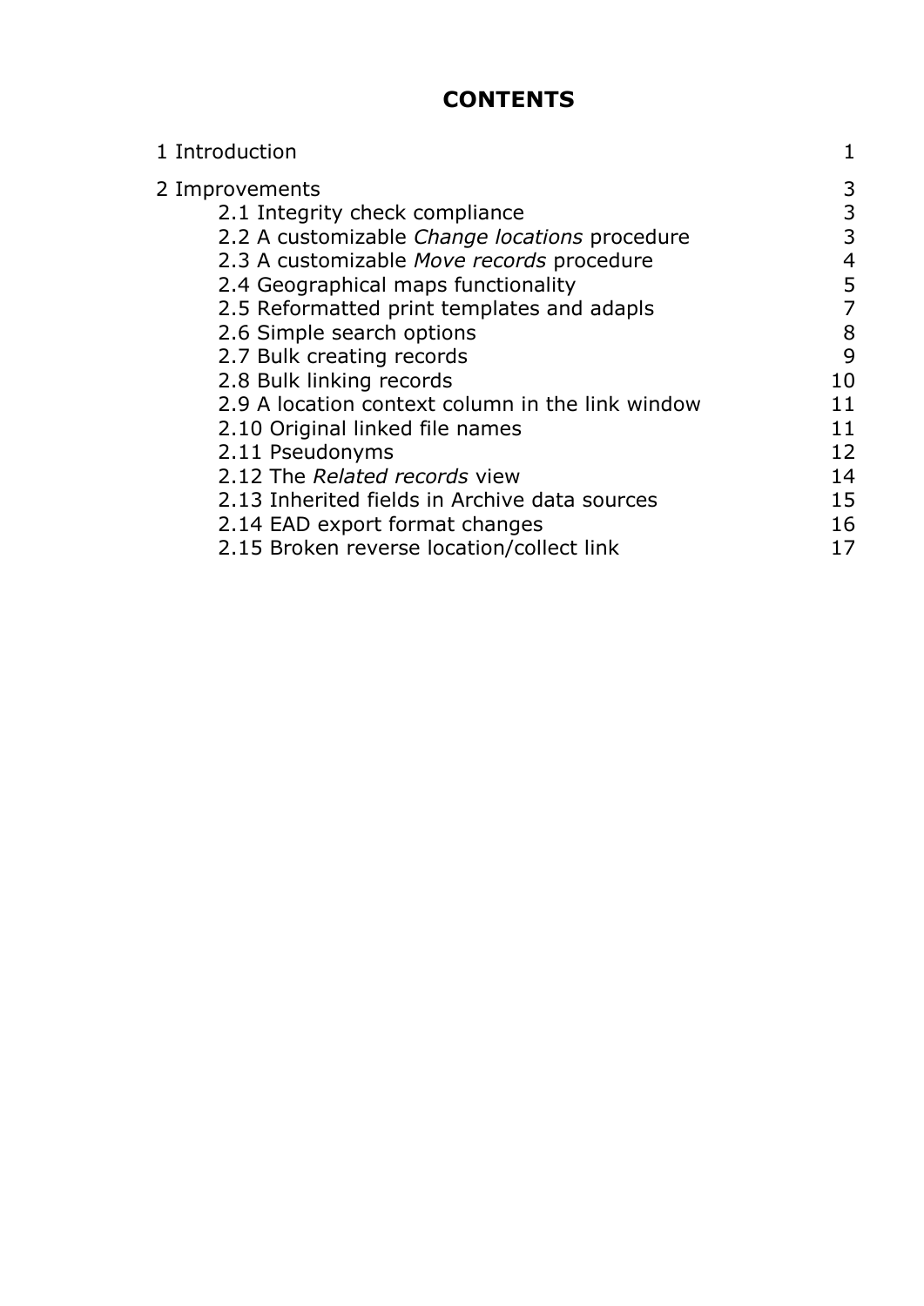# CONTENTS

| | |
|---|---|
| 1 Introduction | 1 |
| 2 Improvements | 3 |
| 2.1 Integrity check compliance | 3 |
| 2.2 A customizable *Change locations* procedure | 3 |
| 2.3 A customizable *Move records* procedure | 4 |
| 2.4 Geographical maps functionality | 5 |
| 2.5 Reformatted print templates and adapls | 7 |
| 2.6 Simple search options | 8 |
| 2.7 Bulk creating records | 9 |
| 2.8 Bulk linking records | 10 |
| 2.9 A location context column in the link window | 11 |
| 2.10 Original linked file names | 11 |
| 2.11 Pseudonyms | 12 |
| 2.12 The *Related records* view | 14 |
| 2.13 Inherited fields in Archive data sources | 15 |
| 2.14 EAD export format changes | 16 |
| 2.15 Broken reverse location/collect link | 17 |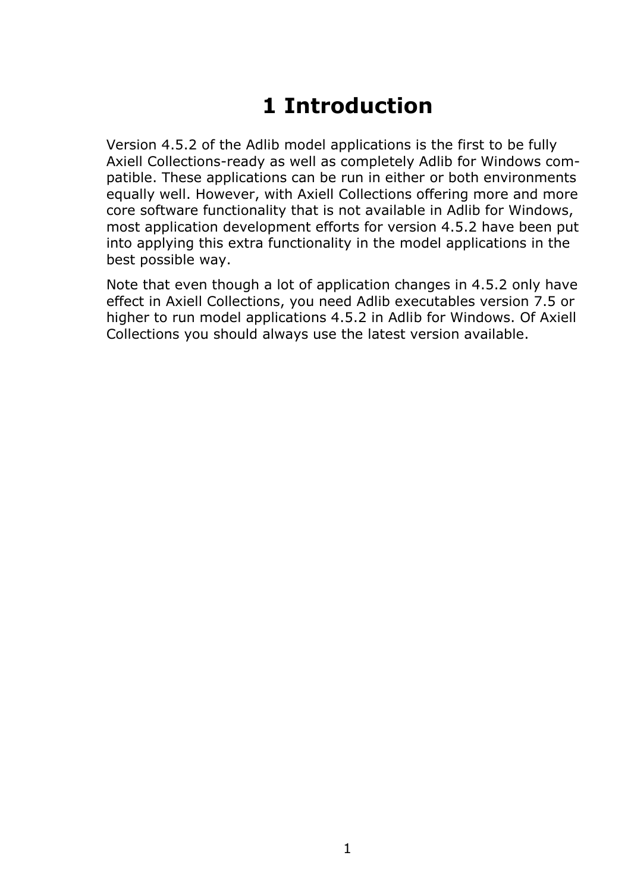# 1 Introduction

Version 4.5.2 of the Adlib model applications is the first to be fully Axiell Collections-ready as well as completely Adlib for Windows compatible. These applications can be run in either or both environments equally well. However, with Axiell Collections offering more and more core software functionality that is not available in Adlib for Windows, most application development efforts for version 4.5.2 have been put into applying this extra functionality in the model applications in the best possible way.

Note that even though a lot of application changes in 4.5.2 only have effect in Axiell Collections, you need Adlib executables version 7.5 or higher to run model applications 4.5.2 in Adlib for Windows. Of Axiell Collections you should always use the latest version available.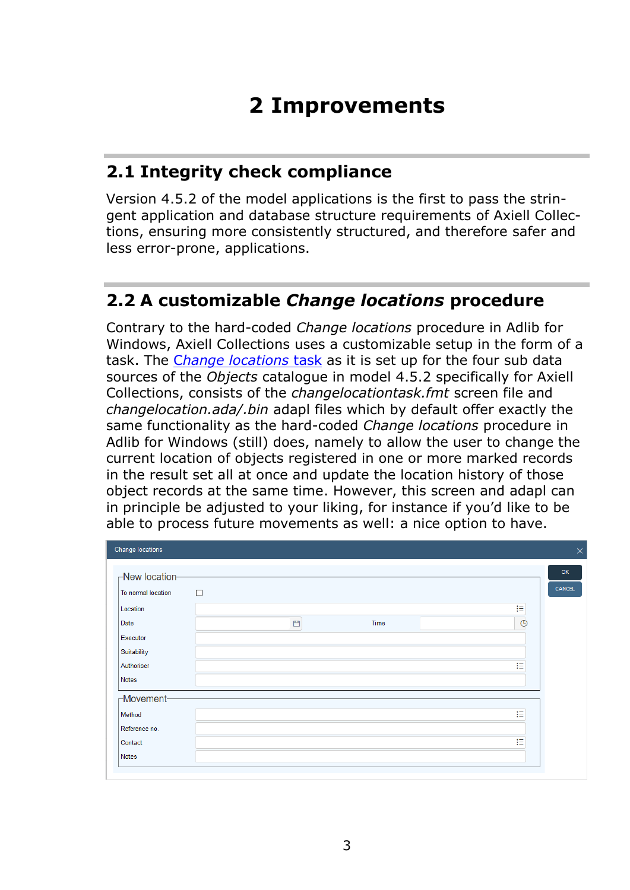# 2 Improvements

## 2.1 Integrity check compliance

Version 4.5.2 of the model applications is the first to pass the stringent application and database structure requirements of Axiell Collections, ensuring more consistently structured, and therefore safer and less error-prone, applications.

## 2.2 A customizable *Change locations* procedure

Contrary to the hard-coded *Change locations* procedure in Adlib for Windows, Axiell Collections uses a customizable setup in the form of a task. The *Change locations* task as it is set up for the four sub data sources of the *Objects* catalogue in model 4.5.2 specifically for Axiell Collections, consists of the *changelocationtask.fmt* screen file and *changelocation.ada/.bin* adapl files which by default offer exactly the same functionality as the hard-coded *Change locations* procedure in Adlib for Windows (still) does, namely to allow the user to change the current location of objects registered in one or more marked records in the result set all at once and update the location history of those object records at the same time. However, this screen and adapl can in principle be adjusted to your liking, for instance if you'd like to be able to process future movements as well: a nice option to have.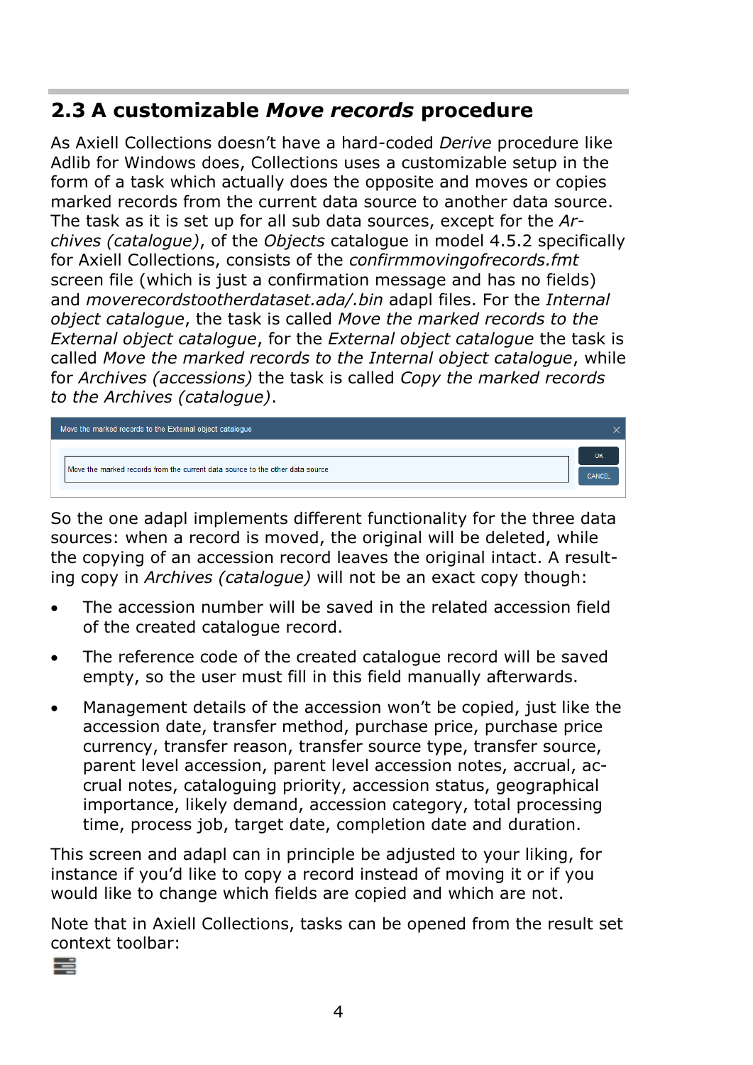## 2.3 A customizable *Move records* procedure

As Axiell Collections doesn't have a hard-coded *Derive* procedure like Adlib for Windows does, Collections uses a customizable setup in the form of a task which actually does the opposite and moves or copies marked records from the current data source to another data source. The task as it is set up for all sub data sources, except for the *Archives (catalogue)*, of the *Objects* catalogue in model 4.5.2 specifically for Axiell Collections, consists of the *confirmmovingofrecords.fmt* screen file (which is just a confirmation message and has no fields) and *moverecordstootherdataset.ada/.bin* adapl files. For the *Internal object catalogue*, the task is called *Move the marked records to the External object catalogue*, for the *External object catalogue* the task is called *Move the marked records to the Internal object catalogue*, while for *Archives (accessions)* the task is called *Copy the marked records to the Archives (catalogue)*.

So the one adapl implements different functionality for the three data sources: when a record is moved, the original will be deleted, while the copying of an accession record leaves the original intact. A resulting copy in *Archives (catalogue)* will not be an exact copy though:

- The accession number will be saved in the related accession field of the created catalogue record.
- The reference code of the created catalogue record will be saved empty, so the user must fill in this field manually afterwards.
- Management details of the accession won't be copied, just like the accession date, transfer method, purchase price, purchase price currency, transfer reason, transfer source type, transfer source, parent level accession, parent level accession notes, accrual, accrual notes, cataloguing priority, accession status, geographical importance, likely demand, accession category, total processing time, process job, target date, completion date and duration.

This screen and adapl can in principle be adjusted to your liking, for instance if you'd like to copy a record instead of moving it or if you would like to change which fields are copied and which are not.

Note that in Axiell Collections, tasks can be opened from the result set context toolbar: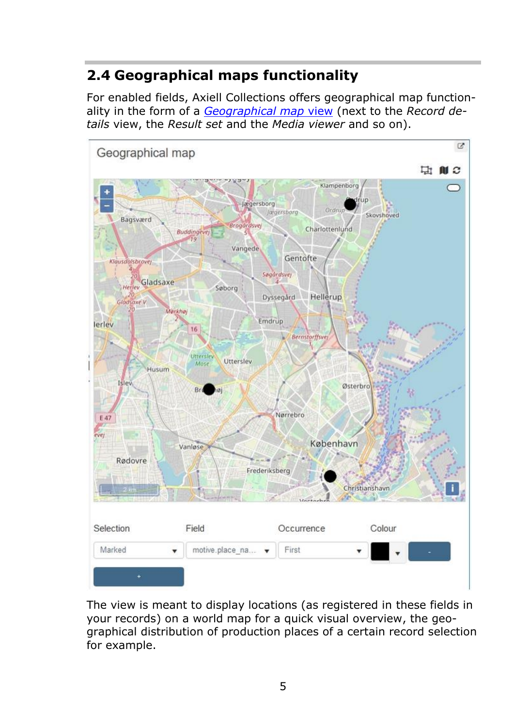## 2.4 Geographical maps functionality

For enabled fields, Axiell Collections offers geographical map functionality in the form of a [*Geographical map* view](#) (next to the *Record details* view, the *Result set* and the *Media viewer* and so on).

The view is meant to display locations (as registered in these fields in your records) on a world map for a quick visual overview, the geographical distribution of production places of a certain record selection for example.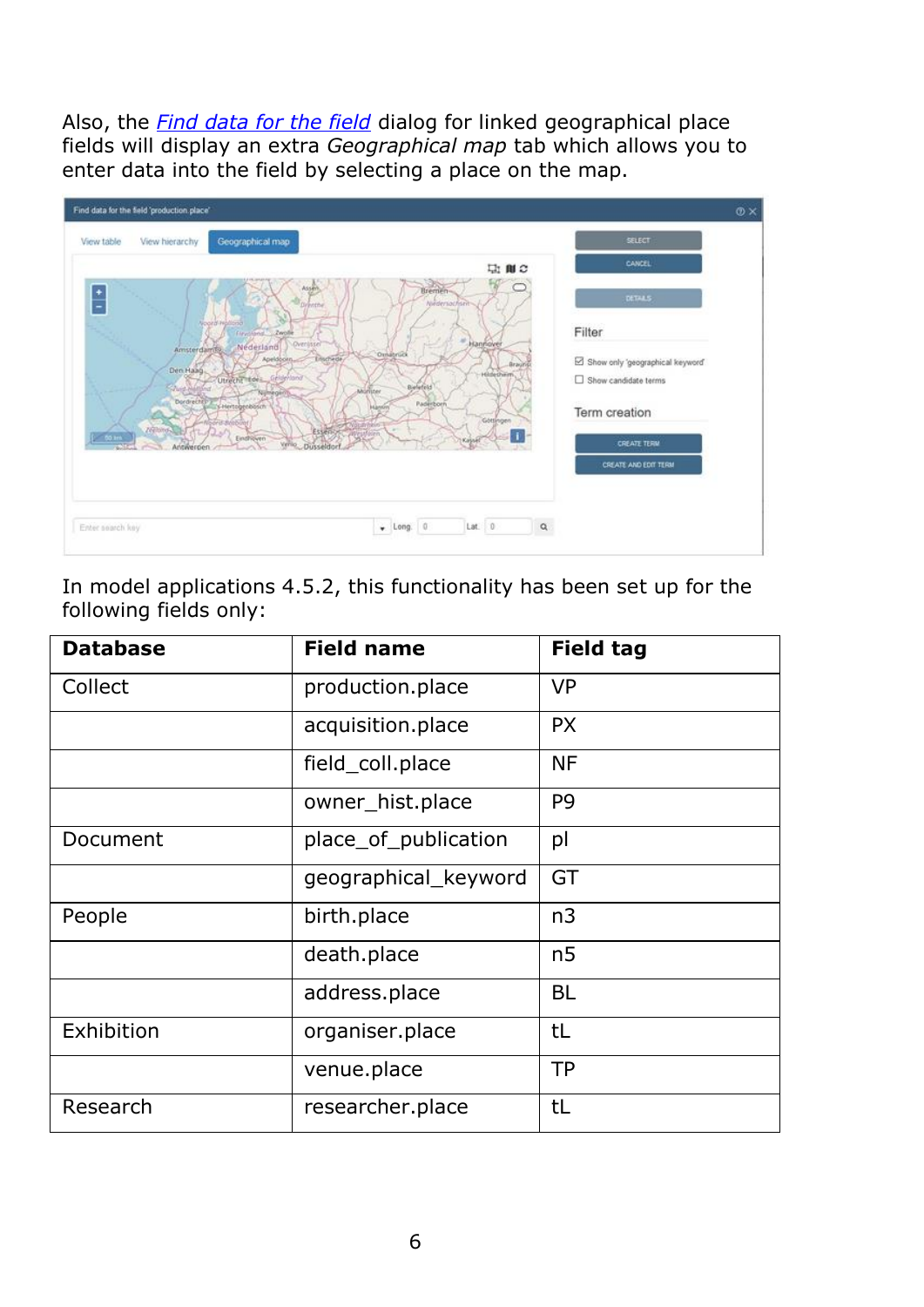Also, the *Find data for the field* dialog for linked geographical place fields will display an extra *Geographical map* tab which allows you to enter data into the field by selecting a place on the map.

In model applications 4.5.2, this functionality has been set up for the following fields only:

| Database | Field name | Field tag |
| --- | --- | --- |
| Collect | production.place | VP |
| | acquisition.place | PX |
| | field_coll.place | NF |
| | owner_hist.place | P9 |
| Document | place_of_publication | pl |
| | geographical_keyword | GT |
| People | birth.place | n3 |
| | death.place | n5 |
| | address.place | BL |
| Exhibition | organiser.place | tL |
| | venue.place | TP |
| Research | researcher.place | tL |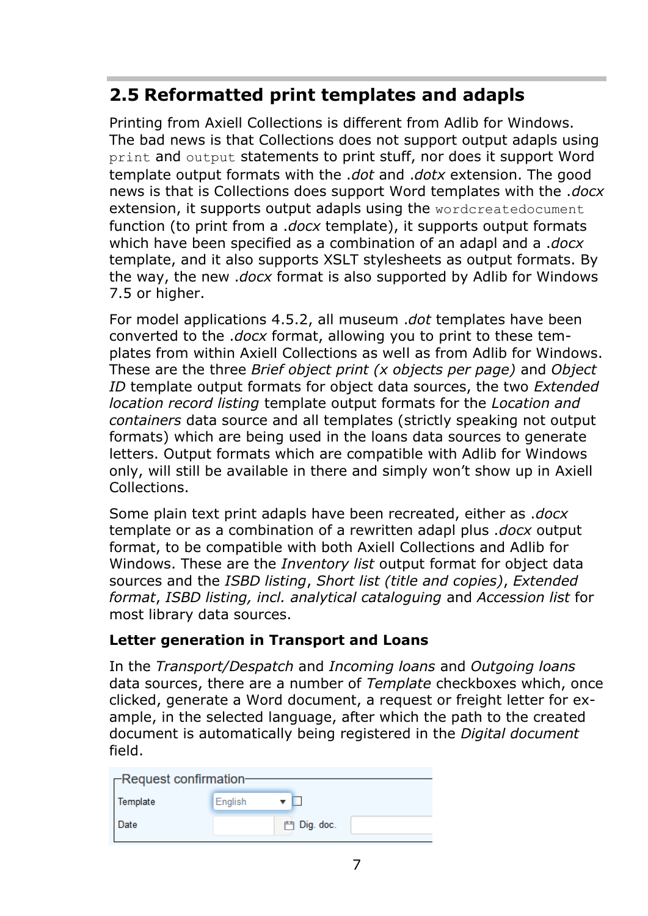## 2.5 Reformatted print templates and adapls

Printing from Axiell Collections is different from Adlib for Windows. The bad news is that Collections does not support output adapls using `print` and `output` statements to print stuff, nor does it support Word template output formats with the *.dot* and *.dotx* extension. The good news is that is Collections does support Word templates with the *.docx* extension, it supports output adapls using the `wordcreatedocument` function (to print from a *.docx* template), it supports output formats which have been specified as a combination of an adapl and a *.docx* template, and it also supports XSLT stylesheets as output formats. By the way, the new *.docx* format is also supported by Adlib for Windows 7.5 or higher.

For model applications 4.5.2, all museum *.dot* templates have been converted to the *.docx* format, allowing you to print to these templates from within Axiell Collections as well as from Adlib for Windows. These are the three *Brief object print (x objects per page)* and *Object ID* template output formats for object data sources, the two *Extended location record listing* template output formats for the *Location and containers* data source and all templates (strictly speaking not output formats) which are being used in the loans data sources to generate letters. Output formats which are compatible with Adlib for Windows only, will still be available in there and simply won't show up in Axiell Collections.

Some plain text print adapls have been recreated, either as *.docx* template or as a combination of a rewritten adapl plus *.docx* output format, to be compatible with both Axiell Collections and Adlib for Windows. These are the *Inventory list* output format for object data sources and the *ISBD listing*, *Short list (title and copies)*, *Extended format*, *ISBD listing, incl. analytical cataloguing* and *Accession list* for most library data sources.

### Letter generation in Transport and Loans

In the *Transport/Despatch* and *Incoming loans* and *Outgoing loans* data sources, there are a number of *Template* checkboxes which, once clicked, generate a Word document, a request or freight letter for example, in the selected language, after which the path to the created document is automatically being registered in the *Digital document* field.

Request confirmation

| Template | English ▾ ☐ | | |
|---|---|---|---|
| Date | | Dig. doc. | |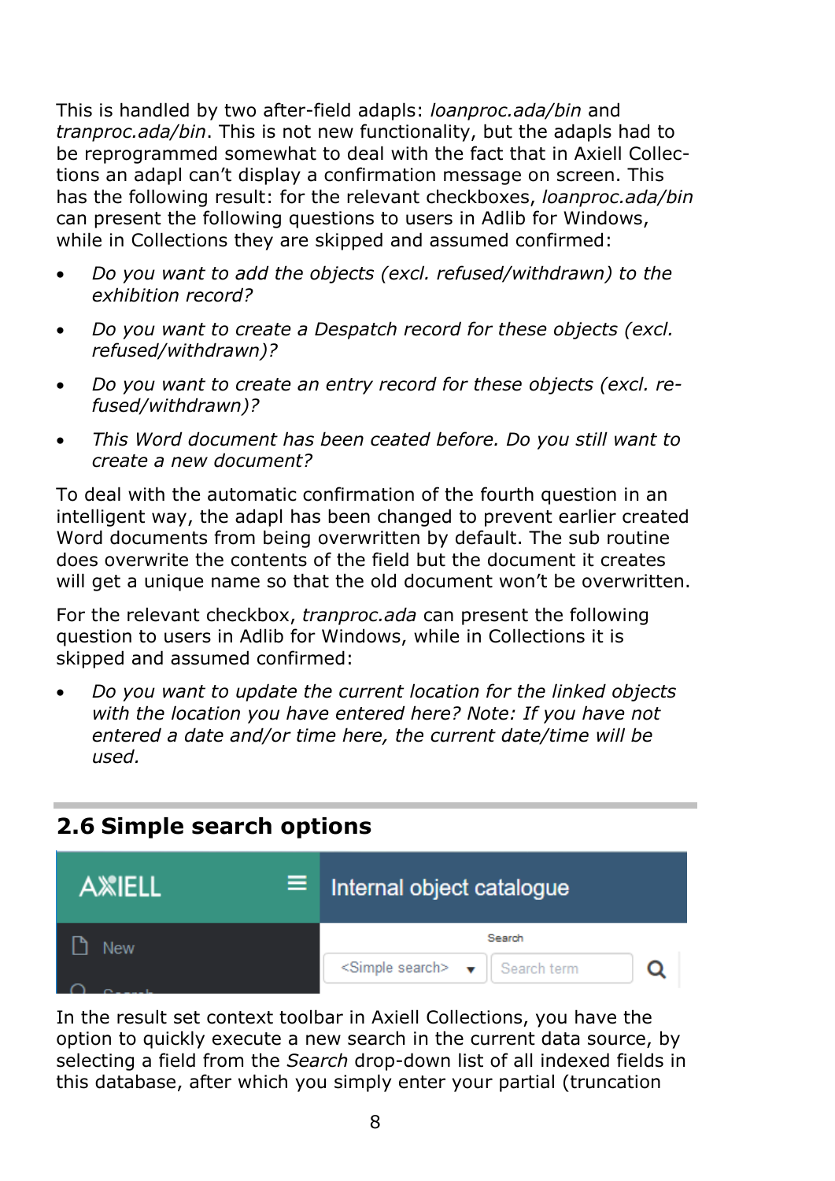This is handled by two after-field adapls: *loanproc.ada/bin* and *tranproc.ada/bin*. This is not new functionality, but the adapls had to be reprogrammed somewhat to deal with the fact that in Axiell Collections an adapl can't display a confirmation message on screen. This has the following result: for the relevant checkboxes, *loanproc.ada/bin* can present the following questions to users in Adlib for Windows, while in Collections they are skipped and assumed confirmed:

- *Do you want to add the objects (excl. refused/withdrawn) to the exhibition record?*
- *Do you want to create a Despatch record for these objects (excl. refused/withdrawn)?*
- *Do you want to create an entry record for these objects (excl. refused/withdrawn)?*
- *This Word document has been ceated before. Do you still want to create a new document?*

To deal with the automatic confirmation of the fourth question in an intelligent way, the adapl has been changed to prevent earlier created Word documents from being overwritten by default. The sub routine does overwrite the contents of the field but the document it creates will get a unique name so that the old document won't be overwritten.

For the relevant checkbox, *tranproc.ada* can present the following question to users in Adlib for Windows, while in Collections it is skipped and assumed confirmed:

- *Do you want to update the current location for the linked objects with the location you have entered here? Note: If you have not entered a date and/or time here, the current date/time will be used.*

## 2.6 Simple search options

In the result set context toolbar in Axiell Collections, you have the option to quickly execute a new search in the current data source, by selecting a field from the *Search* drop-down list of all indexed fields in this database, after which you simply enter your partial (truncation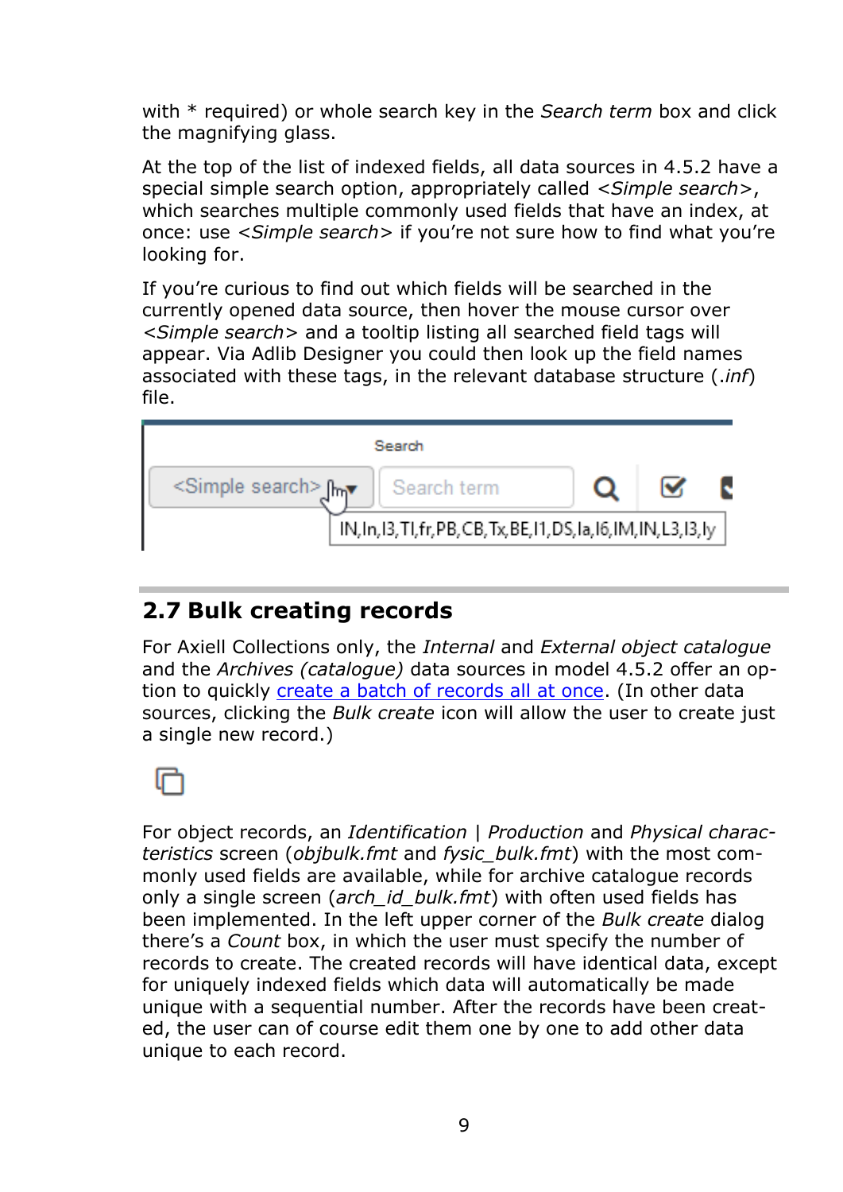with * required) or whole search key in the *Search term* box and click the magnifying glass.

At the top of the list of indexed fields, all data sources in 4.5.2 have a special simple search option, appropriately called <*Simple search*>, which searches multiple commonly used fields that have an index, at once: use <*Simple search*> if you're not sure how to find what you're looking for.

If you're curious to find out which fields will be searched in the currently opened data source, then hover the mouse cursor over <*Simple search*> and a tooltip listing all searched field tags will appear. Via Adlib Designer you could then look up the field names associated with these tags, in the relevant database structure (*.inf*) file.

## 2.7 Bulk creating records

For Axiell Collections only, the *Internal* and *External object catalogue* and the *Archives (catalogue)* data sources in model 4.5.2 offer an option to quickly create a batch of records all at once. (In other data sources, clicking the *Bulk create* icon will allow the user to create just a single new record.)

For object records, an *Identification* | *Production* and *Physical characteristics* screen (*objbulk.fmt* and *fysic_bulk.fmt*) with the most commonly used fields are available, while for archive catalogue records only a single screen (*arch_id_bulk.fmt*) with often used fields has been implemented. In the left upper corner of the *Bulk create* dialog there's a *Count* box, in which the user must specify the number of records to create. The created records will have identical data, except for uniquely indexed fields which data will automatically be made unique with a sequential number. After the records have been created, the user can of course edit them one by one to add other data unique to each record.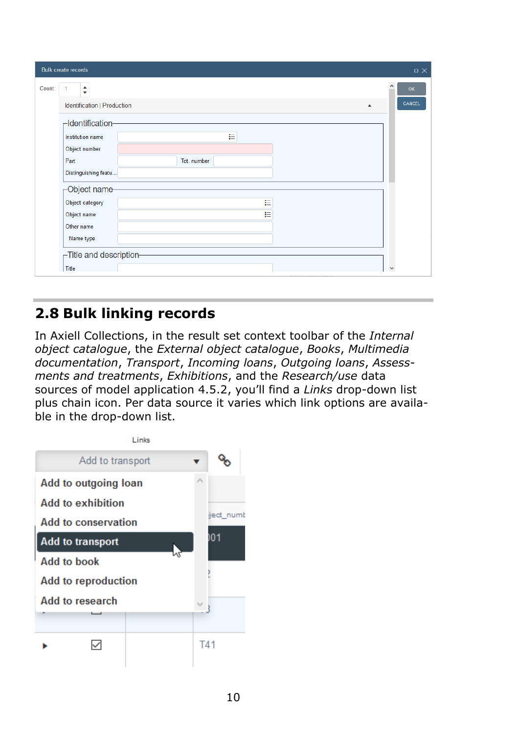## 2.8 Bulk linking records

In Axiell Collections, in the result set context toolbar of the *Internal object catalogue*, the *External object catalogue*, *Books*, *Multimedia documentation*, *Transport*, *Incoming loans*, *Outgoing loans*, *Assessments and treatments*, *Exhibitions*, and the *Research/use* data sources of model application 4.5.2, you'll find a *Links* drop-down list plus chain icon. Per data source it varies which link options are available in the drop-down list.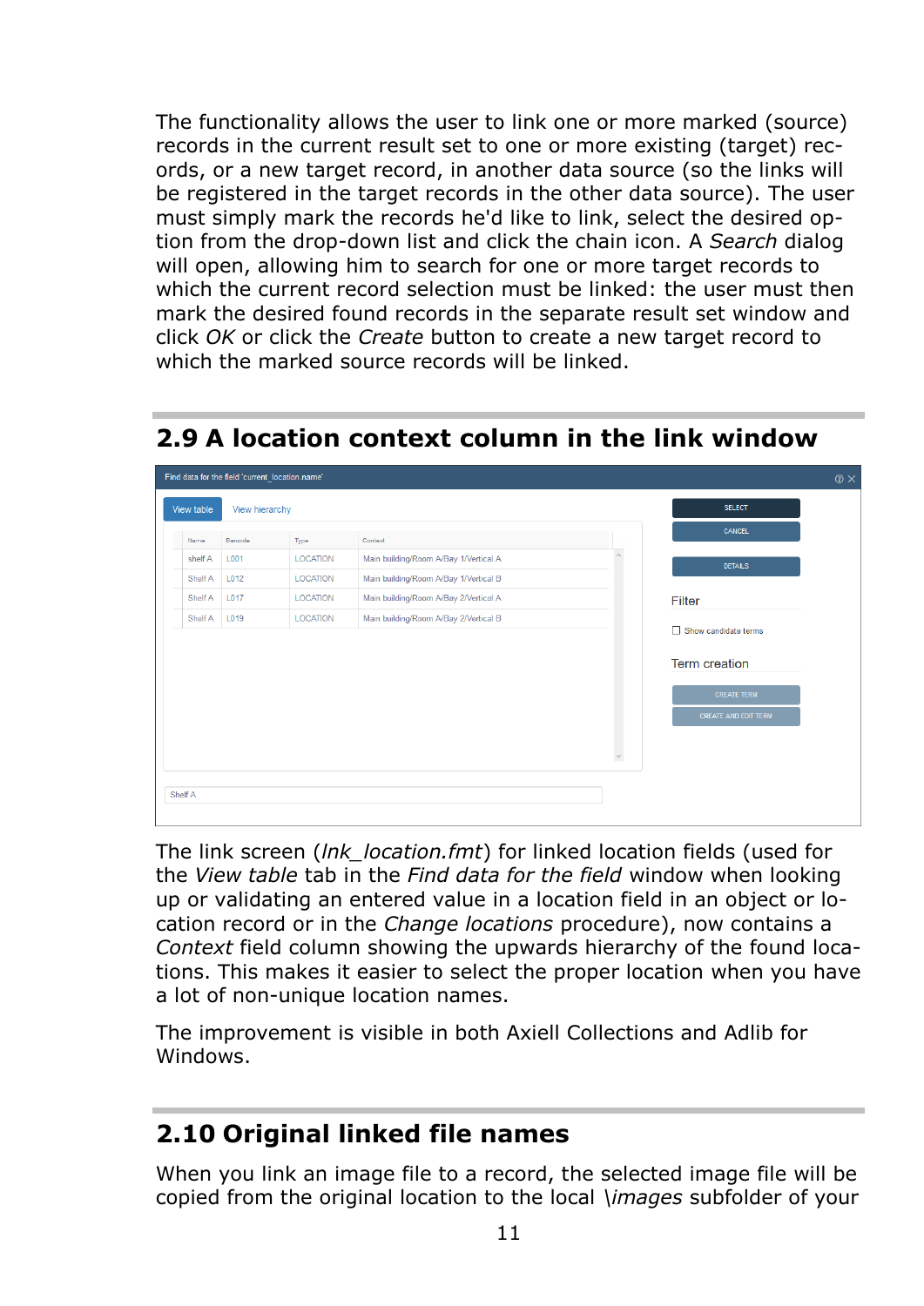The functionality allows the user to link one or more marked (source) records in the current result set to one or more existing (target) records, or a new target record, in another data source (so the links will be registered in the target records in the other data source). The user must simply mark the records he'd like to link, select the desired option from the drop-down list and click the chain icon. A *Search* dialog will open, allowing him to search for one or more target records to which the current record selection must be linked: the user must then mark the desired found records in the separate result set window and click *OK* or click the *Create* button to create a new target record to which the marked source records will be linked.

## 2.9 A location context column in the link window

The link screen (*lnk_location.fmt*) for linked location fields (used for the *View table* tab in the *Find data for the field* window when looking up or validating an entered value in a location field in an object or location record or in the *Change locations* procedure), now contains a *Context* field column showing the upwards hierarchy of the found locations. This makes it easier to select the proper location when you have a lot of non-unique location names.

The improvement is visible in both Axiell Collections and Adlib for Windows.

## 2.10 Original linked file names

When you link an image file to a record, the selected image file will be copied from the original location to the local *\images* subfolder of your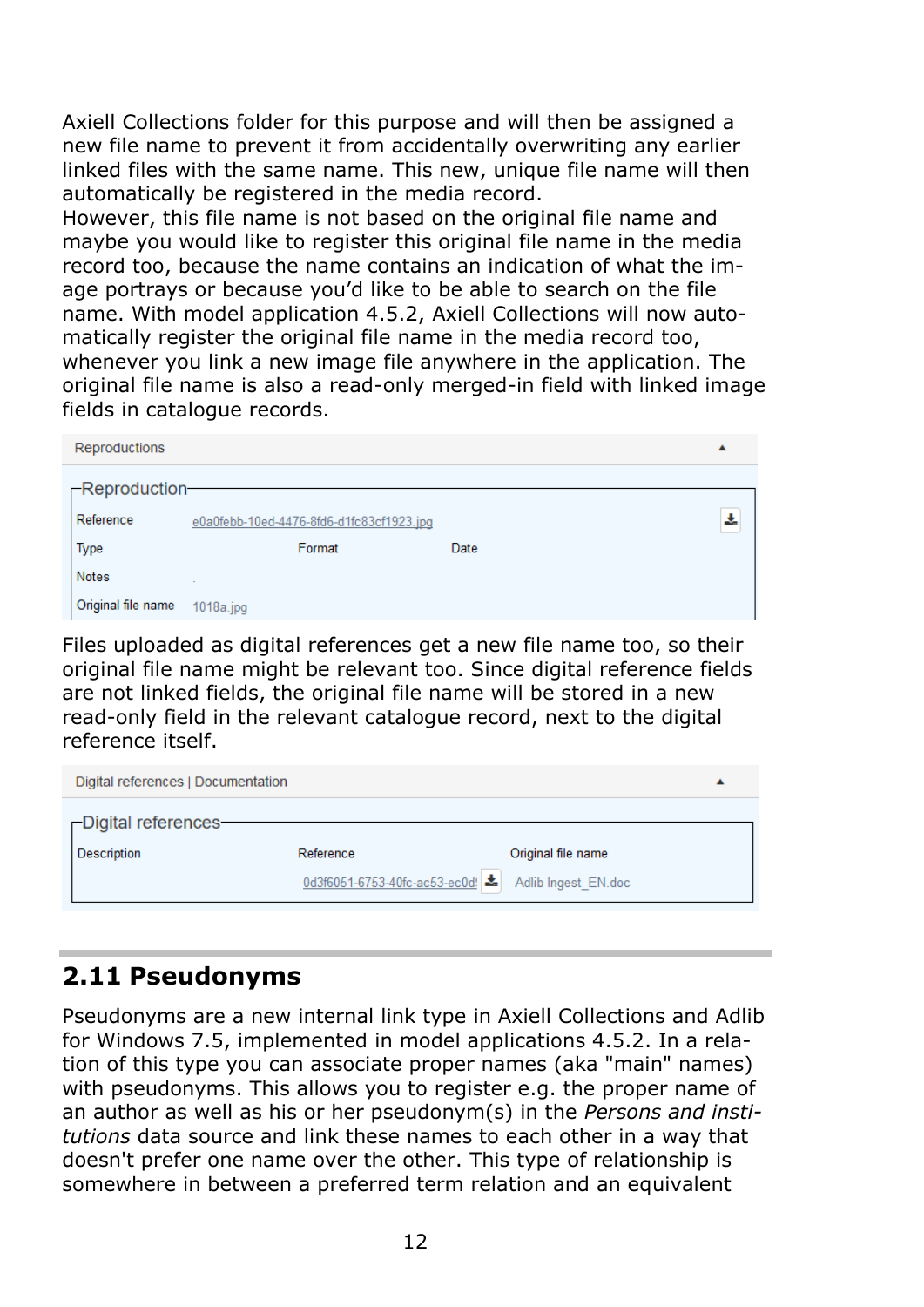Axiell Collections folder for this purpose and will then be assigned a new file name to prevent it from accidentally overwriting any earlier linked files with the same name. This new, unique file name will then automatically be registered in the media record.
However, this file name is not based on the original file name and maybe you would like to register this original file name in the media record too, because the name contains an indication of what the image portrays or because you'd like to be able to search on the file name. With model application 4.5.2, Axiell Collections will now automatically register the original file name in the media record too, whenever you link a new image file anywhere in the application. The original file name is also a read-only merged-in field with linked image fields in catalogue records.

Files uploaded as digital references get a new file name too, so their original file name might be relevant too. Since digital reference fields are not linked fields, the original file name will be stored in a new read-only field in the relevant catalogue record, next to the digital reference itself.

## 2.11 Pseudonyms

Pseudonyms are a new internal link type in Axiell Collections and Adlib for Windows 7.5, implemented in model applications 4.5.2. In a relation of this type you can associate proper names (aka "main" names) with pseudonyms. This allows you to register e.g. the proper name of an author as well as his or her pseudonym(s) in the *Persons and institutions* data source and link these names to each other in a way that doesn't prefer one name over the other. This type of relationship is somewhere in between a preferred term relation and an equivalent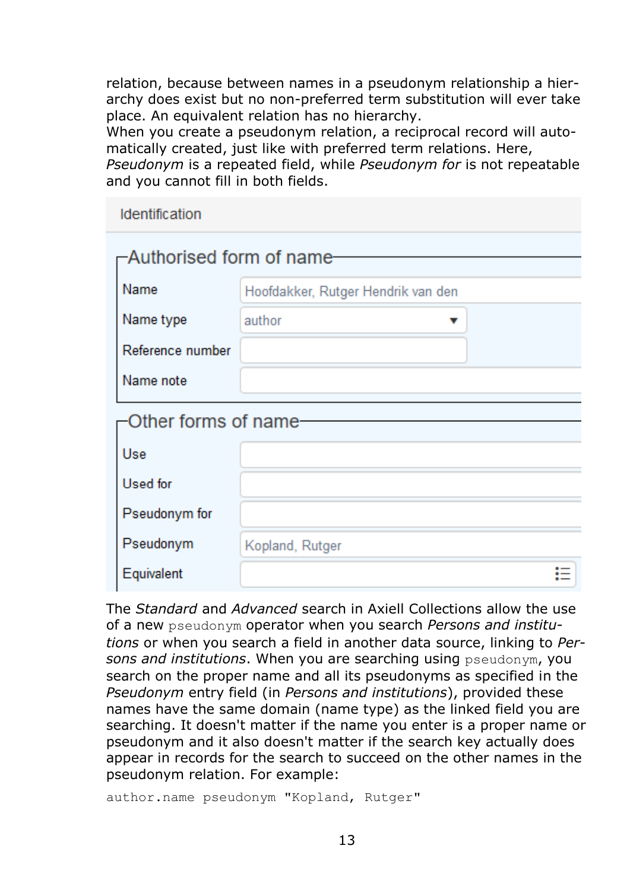relation, because between names in a pseudonym relationship a hierarchy does exist but no non-preferred term substitution will ever take place. An equivalent relation has no hierarchy.
When you create a pseudonym relation, a reciprocal record will automatically created, just like with preferred term relations. Here, *Pseudonym* is a repeated field, while *Pseudonym for* is not repeatable and you cannot fill in both fields.

Identification

Authorised form of name

| | |
|---|---|
| Name | Hoofdakker, Rutger Hendrik van den |
| Name type | author |
| Reference number | |
| Name note | |

Other forms of name

| | |
|---|---|
| Use | |
| Used for | |
| Pseudonym for | |
| Pseudonym | Kopland, Rutger |
| Equivalent | |

The *Standard* and *Advanced* search in Axiell Collections allow the use of a new `pseudonym` operator when you search *Persons and institutions* or when you search a field in another data source, linking to *Persons and institutions*. When you are searching using `pseudonym`, you search on the proper name and all its pseudonyms as specified in the *Pseudonym* entry field (in *Persons and institutions*), provided these names have the same domain (name type) as the linked field you are searching. It doesn't matter if the name you enter is a proper name or pseudonym and it also doesn't matter if the search key actually does appear in records for the search to succeed on the other names in the pseudonym relation. For example:

```
author.name pseudonym "Kopland, Rutger"
```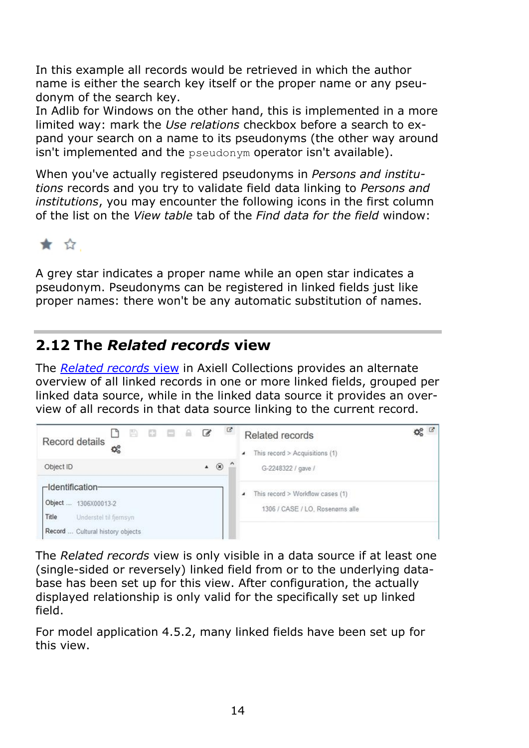In this example all records would be retrieved in which the author name is either the search key itself or the proper name or any pseudonym of the search key.
In Adlib for Windows on the other hand, this is implemented in a more limited way: mark the *Use relations* checkbox before a search to expand your search on a name to its pseudonyms (the other way around isn't implemented and the `pseudonym` operator isn't available).

When you've actually registered pseudonyms in *Persons and institutions* records and you try to validate field data linking to *Persons and institutions*, you may encounter the following icons in the first column of the list on the *View table* tab of the *Find data for the field* window:

★ ☆

A grey star indicates a proper name while an open star indicates a pseudonym. Pseudonyms can be registered in linked fields just like proper names: there won't be any automatic substitution of names.

## 2.12 The *Related records* view

The *Related records* view in Axiell Collections provides an alternate overview of all linked records in one or more linked fields, grouped per linked data source, while in the linked data source it provides an overview of all records in that data source linking to the current record.

The *Related records* view is only visible in a data source if at least one (single-sided or reversely) linked field from or to the underlying database has been set up for this view. After configuration, the actually displayed relationship is only valid for the specifically set up linked field.

For model application 4.5.2, many linked fields have been set up for this view.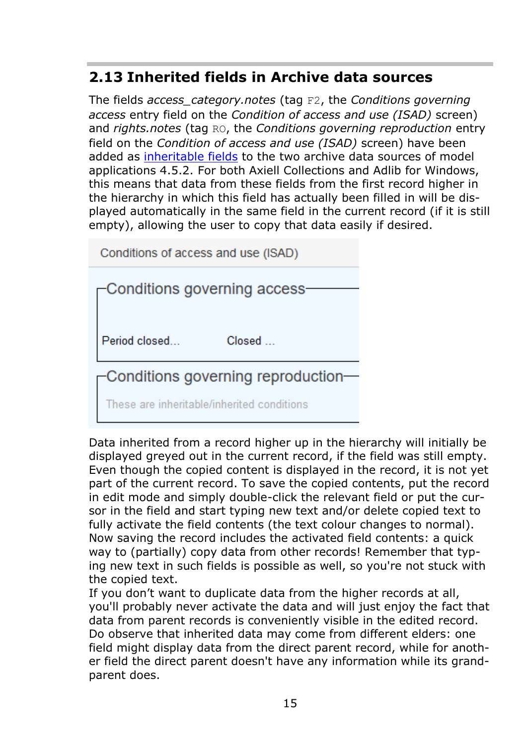## 2.13 Inherited fields in Archive data sources

The fields *access_category.notes* (tag F2, the *Conditions governing access* entry field on the *Condition of access and use (ISAD)* screen) and *rights.notes* (tag RO, the *Conditions governing reproduction* entry field on the *Condition of access and use (ISAD)* screen) have been added as inheritable fields to the two archive data sources of model applications 4.5.2. For both Axiell Collections and Adlib for Windows, this means that data from these fields from the first record higher in the hierarchy in which this field has actually been filled in will be displayed automatically in the same field in the current record (if it is still empty), allowing the user to copy that data easily if desired.

Data inherited from a record higher up in the hierarchy will initially be displayed greyed out in the current record, if the field was still empty. Even though the copied content is displayed in the record, it is not yet part of the current record. To save the copied contents, put the record in edit mode and simply double-click the relevant field or put the cursor in the field and start typing new text and/or delete copied text to fully activate the field contents (the text colour changes to normal). Now saving the record includes the activated field contents: a quick way to (partially) copy data from other records! Remember that typing new text in such fields is possible as well, so you're not stuck with the copied text.
If you don't want to duplicate data from the higher records at all, you'll probably never activate the data and will just enjoy the fact that data from parent records is conveniently visible in the edited record. Do observe that inherited data may come from different elders: one field might display data from the direct parent record, while for another field the direct parent doesn't have any information while its grandparent does.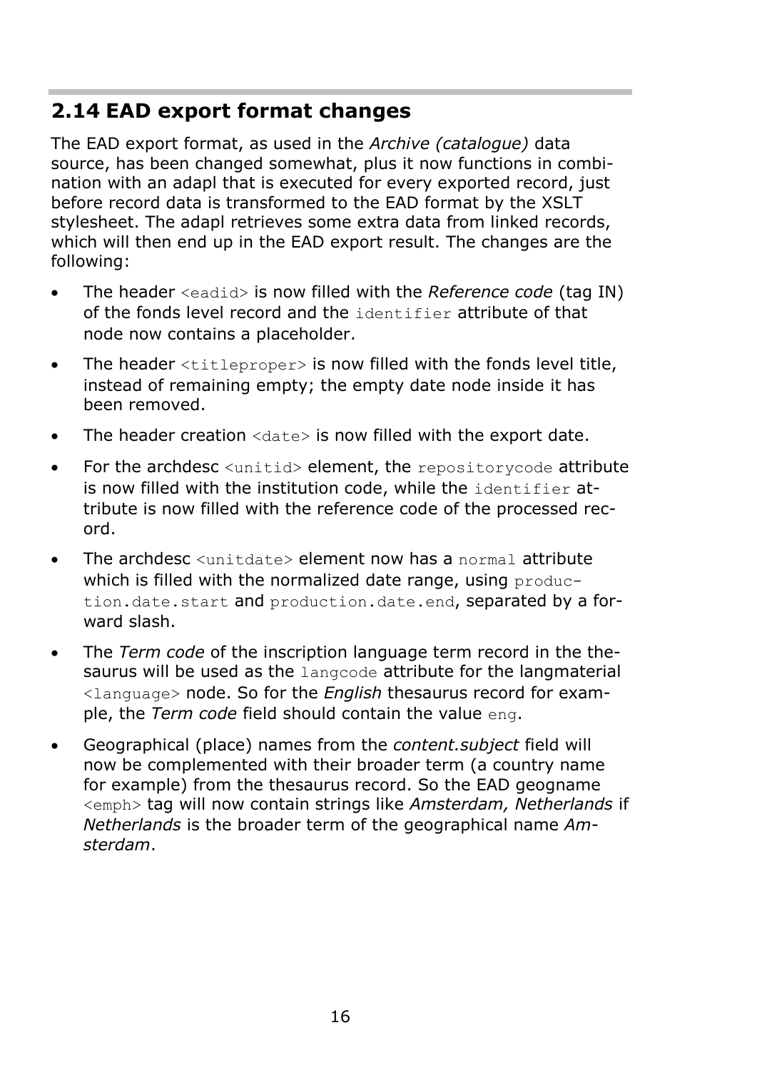## 2.14 EAD export format changes

The EAD export format, as used in the *Archive (catalogue)* data source, has been changed somewhat, plus it now functions in combination with an adapl that is executed for every exported record, just before record data is transformed to the EAD format by the XSLT stylesheet. The adapl retrieves some extra data from linked records, which will then end up in the EAD export result. The changes are the following:

- The header `<eadid>` is now filled with the *Reference code* (tag IN) of the fonds level record and the `identifier` attribute of that node now contains a placeholder.
- The header `<titleproper>` is now filled with the fonds level title, instead of remaining empty; the empty date node inside it has been removed.
- The header creation `<date>` is now filled with the export date.
- For the archdesc `<unitid>` element, the `repositorycode` attribute is now filled with the institution code, while the `identifier` attribute is now filled with the reference code of the processed record.
- The archdesc `<unitdate>` element now has a `normal` attribute which is filled with the normalized date range, using `production.date.start` and `production.date.end`, separated by a forward slash.
- The *Term code* of the inscription language term record in the thesaurus will be used as the `langcode` attribute for the langmaterial `<language>` node. So for the *English* thesaurus record for example, the *Term code* field should contain the value `eng`.
- Geographical (place) names from the *content.subject* field will now be complemented with their broader term (a country name for example) from the thesaurus record. So the EAD geogname `<emph>` tag will now contain strings like *Amsterdam, Netherlands* if *Netherlands* is the broader term of the geographical name *Amsterdam*.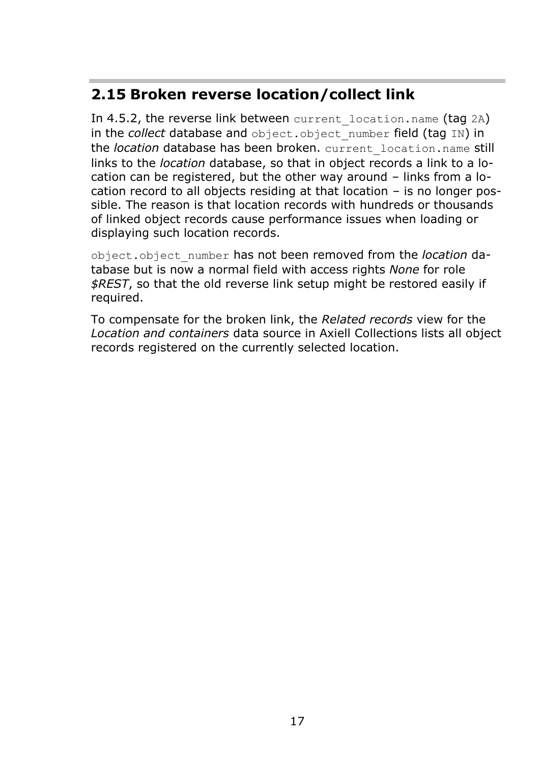## 2.15 Broken reverse location/collect link

In 4.5.2, the reverse link between `current_location.name` (tag `2A`) in the *collect* database and `object.object_number` field (tag `IN`) in the *location* database has been broken. `current_location.name` still links to the *location* database, so that in object records a link to a location can be registered, but the other way around – links from a location record to all objects residing at that location – is no longer possible. The reason is that location records with hundreds or thousands of linked object records cause performance issues when loading or displaying such location records.

`object.object_number` has not been removed from the *location* database but is now a normal field with access rights *None* for role *$REST*, so that the old reverse link setup might be restored easily if required.

To compensate for the broken link, the *Related records* view for the *Location and containers* data source in Axiell Collections lists all object records registered on the currently selected location.